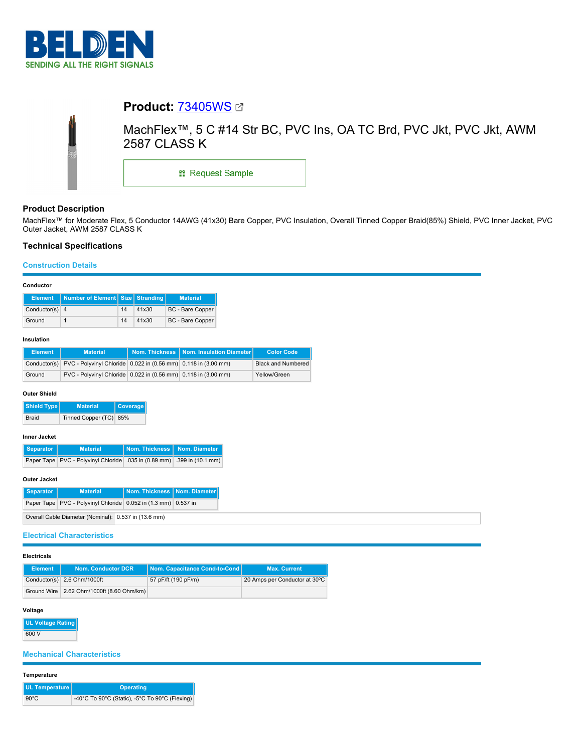# Product: 73405WS

MachFlex™, 5 C #14 Str BC, PVC Ins, OA TC Brd, PVC Jkt, PVC Jkt, AWM 2587 CLASS K

Request Sample

## Product Description

MachFlex™ for Moderate Flex, 5 Conductor 14AWG (41x30) Bare Copper, PVC Insulation, Overall Tinned Copper Braid(85%) Shield, PVC Inner Jacket, PVC Outer Jacket, AWM 2587 CLASS K

## Technical Specifications

### Construction Details

#### Conductor

| Element | Number of Element | Size | Stranding | Material |
|---|---|---|---|---|
| Conductor(s) | 4 | 14 | 41x30 | BC - Bare Copper |
| Ground | 1 | 14 | 41x30 | BC - Bare Copper |

#### Insulation

| Element | Material | Nom. Thickness | Nom. Insulation Diameter | Color Code |
|---|---|---|---|---|
| Conductor(s) | PVC - Polyvinyl Chloride | 0.022 in (0.56 mm) | 0.118 in (3.00 mm) | Black and Numbered |
| Ground | PVC - Polyvinyl Chloride | 0.022 in (0.56 mm) | 0.118 in (3.00 mm) | Yellow/Green |

#### Outer Shield

| Shield Type | Material | Coverage |
|---|---|---|
| Braid | Tinned Copper (TC) | 85% |

#### Inner Jacket

| Separator | Material | Nom. Thickness | Nom. Diameter |
|---|---|---|---|
| Paper Tape | PVC - Polyvinyl Chloride | .035 in (0.89 mm) | .399 in (10.1 mm) |

#### Outer Jacket

| Separator | Material | Nom. Thickness | Nom. Diameter |
|---|---|---|---|
| Paper Tape | PVC - Polyvinyl Chloride | 0.052 in (1.3 mm) | 0.537 in |

Overall Cable Diameter (Nominal): 0.537 in (13.6 mm)

### Electrical Characteristics

#### Electricals

| Element | Nom. Conductor DCR | Nom. Capacitance Cond-to-Cond | Max. Current |
|---|---|---|---|
| Conductor(s) | 2.6 Ohm/1000ft | 57 pF/ft (190 pF/m) | 20 Amps per Conductor at 30°C |
| Ground Wire | 2.62 Ohm/1000ft (8.60 Ohm/km) | | |

#### Voltage

| UL Voltage Rating |
|---|
| 600 V |

### Mechanical Characteristics

#### Temperature

| UL Temperature | Operating |
|---|---|
| 90°C | -40°C To 90°C (Static), -5°C To 90°C (Flexing) |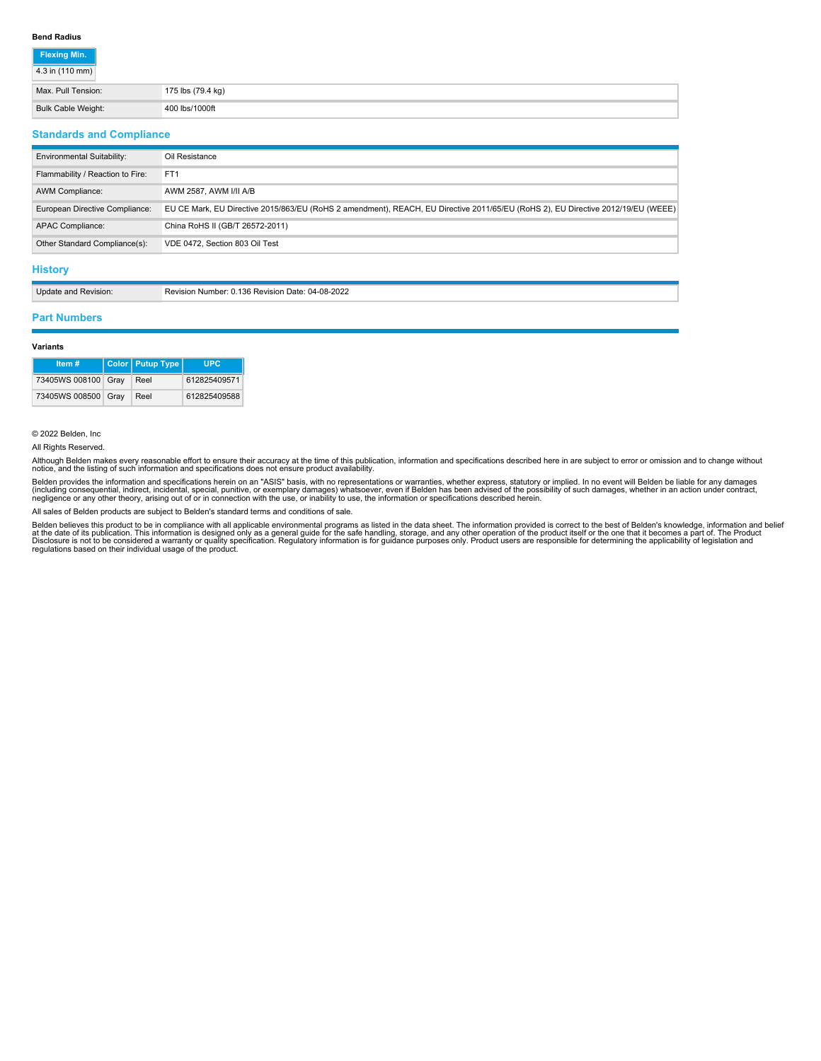**Bend Radius**

| Flexing Min. |
| --- |
| 4.3 in (110 mm) |

| | |
| --- | --- |
| Max. Pull Tension: | 175 lbs (79.4 kg) |
| Bulk Cable Weight: | 400 lbs/1000ft |

## Standards and Compliance

| | |
| --- | --- |
| Environmental Suitability: | Oil Resistance |
| Flammability / Reaction to Fire: | FT1 |
| AWM Compliance: | AWM 2587, AWM I/II A/B |
| European Directive Compliance: | EU CE Mark, EU Directive 2015/863/EU (RoHS 2 amendment), REACH, EU Directive 2011/65/EU (RoHS 2), EU Directive 2012/19/EU (WEEE) |
| APAC Compliance: | China RoHS II (GB/T 26572-2011) |
| Other Standard Compliance(s): | VDE 0472, Section 803 Oil Test |

## History

| | |
| --- | --- |
| Update and Revision: | Revision Number: 0.136 Revision Date: 04-08-2022 |

## Part Numbers

**Variants**

| Item # | Color | Putup Type | UPC |
| --- | --- | --- | --- |
| 73405WS 008100 | Gray | Reel | 612825409571 |
| 73405WS 008500 | Gray | Reel | 612825409588 |

© 2022 Belden, Inc

All Rights Reserved.

Although Belden makes every reasonable effort to ensure their accuracy at the time of this publication, information and specifications described here in are subject to error or omission and to change without notice, and the listing of such information and specifications does not ensure product availability.

Belden provides the information and specifications herein on an "ASIS" basis, with no representations or warranties, whether express, statutory or implied. In no event will Belden be liable for any damages (including consequential, indirect, incidental, special, punitive, or exemplary damages) whatsoever, even if Belden has been advised of the possibility of such damages, whether in an action under contract, negligence or any other theory, arising out of or in connection with the use, or inability to use, the information or specifications described herein.

All sales of Belden products are subject to Belden's standard terms and conditions of sale.

Belden believes this product to be in compliance with all applicable environmental programs as listed in the data sheet. The information provided is correct to the best of Belden's knowledge, information and belief at the date of its publication. This information is designed only as a general guide for the safe handling, storage, and any other operation of the product itself or the one that it becomes a part of. The Product Disclosure is not to be considered a warranty or quality specification. Regulatory information is for guidance purposes only. Product users are responsible for determining the applicability of legislation and regulations based on their individual usage of the product.